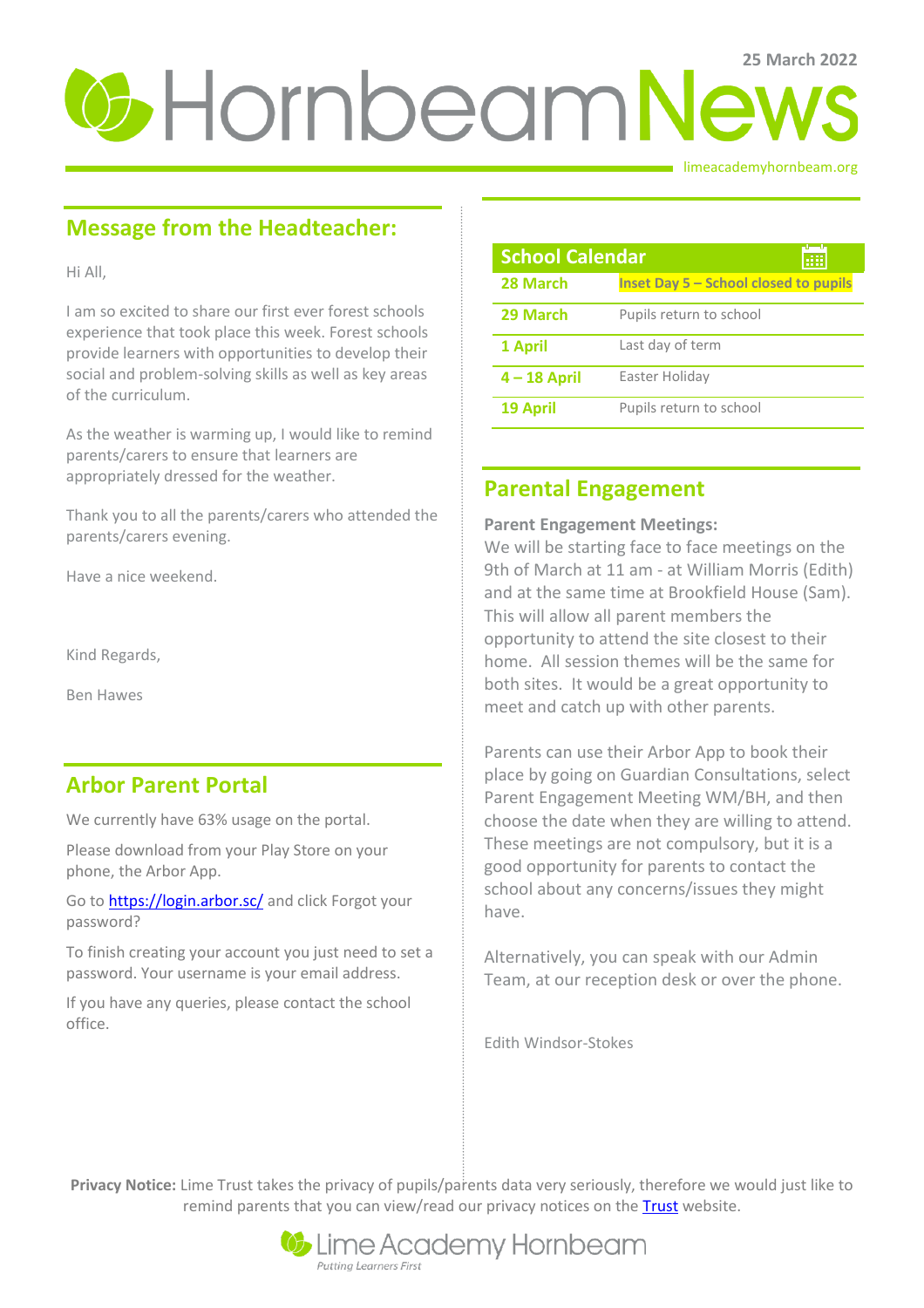25 March 2022

# Hornbeam News

limeacademyhornbeam.org

## Message from the Headteacher:

Hi All,

I am so excited to share our first ever forest schools experience that took place this week. Forest schools provide learners with opportunities to develop their social and problem-solving skills as well as key areas of the curriculum.

As the weather is warming up, I would like to remind parents/carers to ensure that learners are appropriately dressed for the weather.

Thank you to all the parents/carers who attended the parents/carers evening.

Have a nice weekend.

Kind Regards,

Ben Hawes

## Arbor Parent Portal

We currently have 63% usage on the portal.

Please download from your Play Store on your phone, the Arbor App.

Go to https://login.arbor.sc/ and click Forgot your password?

To finish creating your account you just need to set a password. Your username is your email address.

If you have any queries, please contact the school office.

## School Calendar

| Date | Event |
| --- | --- |
| **28 March** | **Inset Day 5 – School closed to pupils** |
| **29 March** | Pupils return to school |
| **1 April** | Last day of term |
| **4 – 18 April** | Easter Holiday |
| **19 April** | Pupils return to school |

## Parental Engagement

**Parent Engagement Meetings:**

We will be starting face to face meetings on the 9th of March at 11 am - at William Morris (Edith) and at the same time at Brookfield House (Sam). This will allow all parent members the opportunity to attend the site closest to their home. All session themes will be the same for both sites. It would be a great opportunity to meet and catch up with other parents.

Parents can use their Arbor App to book their place by going on Guardian Consultations, select Parent Engagement Meeting WM/BH, and then choose the date when they are willing to attend. These meetings are not compulsory, but it is a good opportunity for parents to contact the school about any concerns/issues they might have.

Alternatively, you can speak with our Admin Team, at our reception desk or over the phone.

Edith Windsor-Stokes

**Privacy Notice:** Lime Trust takes the privacy of pupils/parents data very seriously, therefore we would just like to remind parents that you can view/read our privacy notices on the Trust website.

Lime Academy Hornbeam

*Putting Learners First*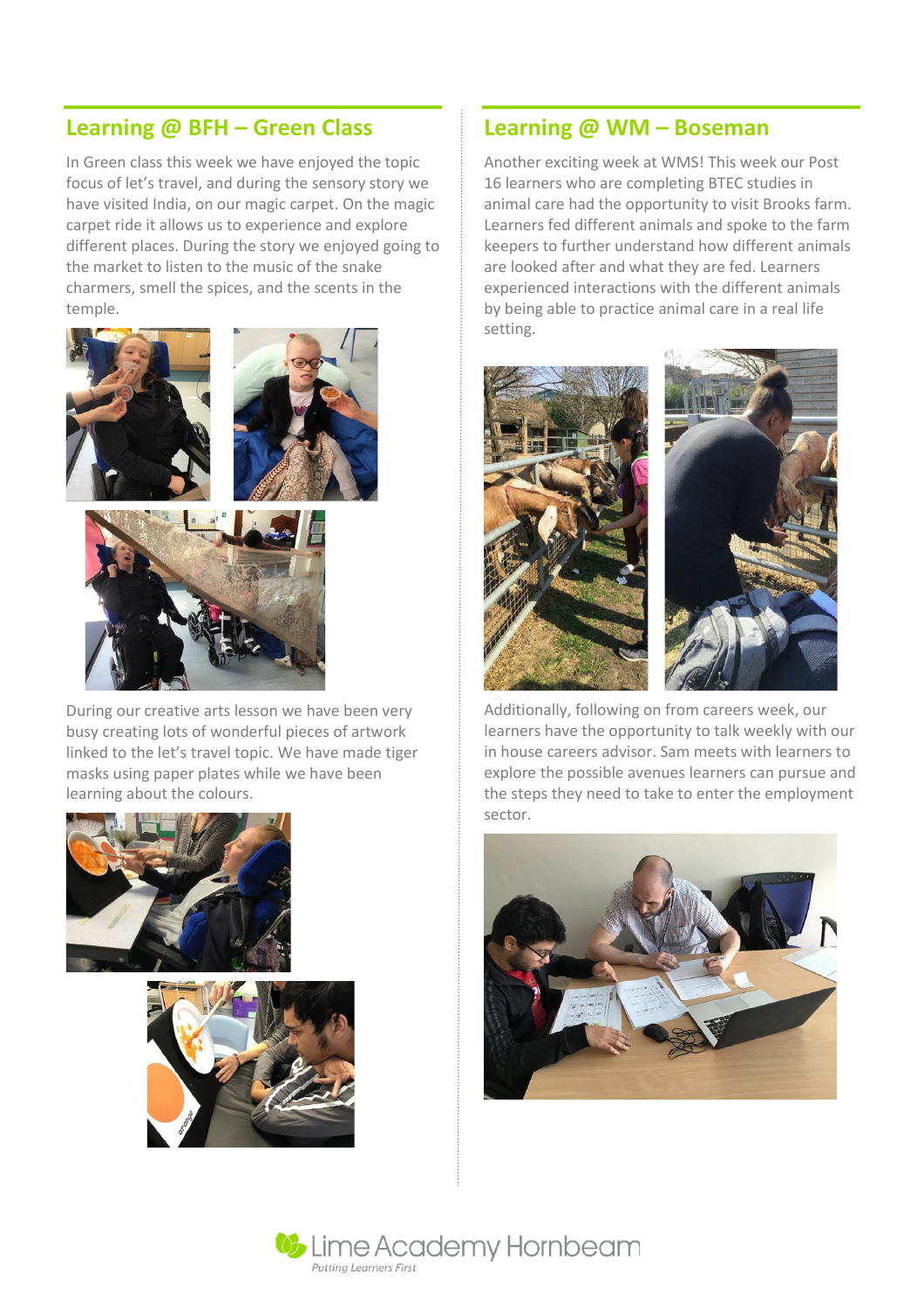## Learning @ BFH – Green Class

In Green class this week we have enjoyed the topic focus of let's travel, and during the sensory story we have visited India, on our magic carpet. On the magic carpet ride it allows us to experience and explore different places. During the story we enjoyed going to the market to listen to the music of the snake charmers, smell the spices, and the scents in the temple.

During our creative arts lesson we have been very busy creating lots of wonderful pieces of artwork linked to the let's travel topic. We have made tiger masks using paper plates while we have been learning about the colours.

## Learning @ WM – Boseman

Another exciting week at WMS! This week our Post 16 learners who are completing BTEC studies in animal care had the opportunity to visit Brooks farm. Learners fed different animals and spoke to the farm keepers to further understand how different animals are looked after and what they are fed. Learners experienced interactions with the different animals by being able to practice animal care in a real life setting.

Additionally, following on from careers week, our learners have the opportunity to talk weekly with our in house careers advisor. Sam meets with learners to explore the possible avenues learners can pursue and the steps they need to take to enter the employment sector.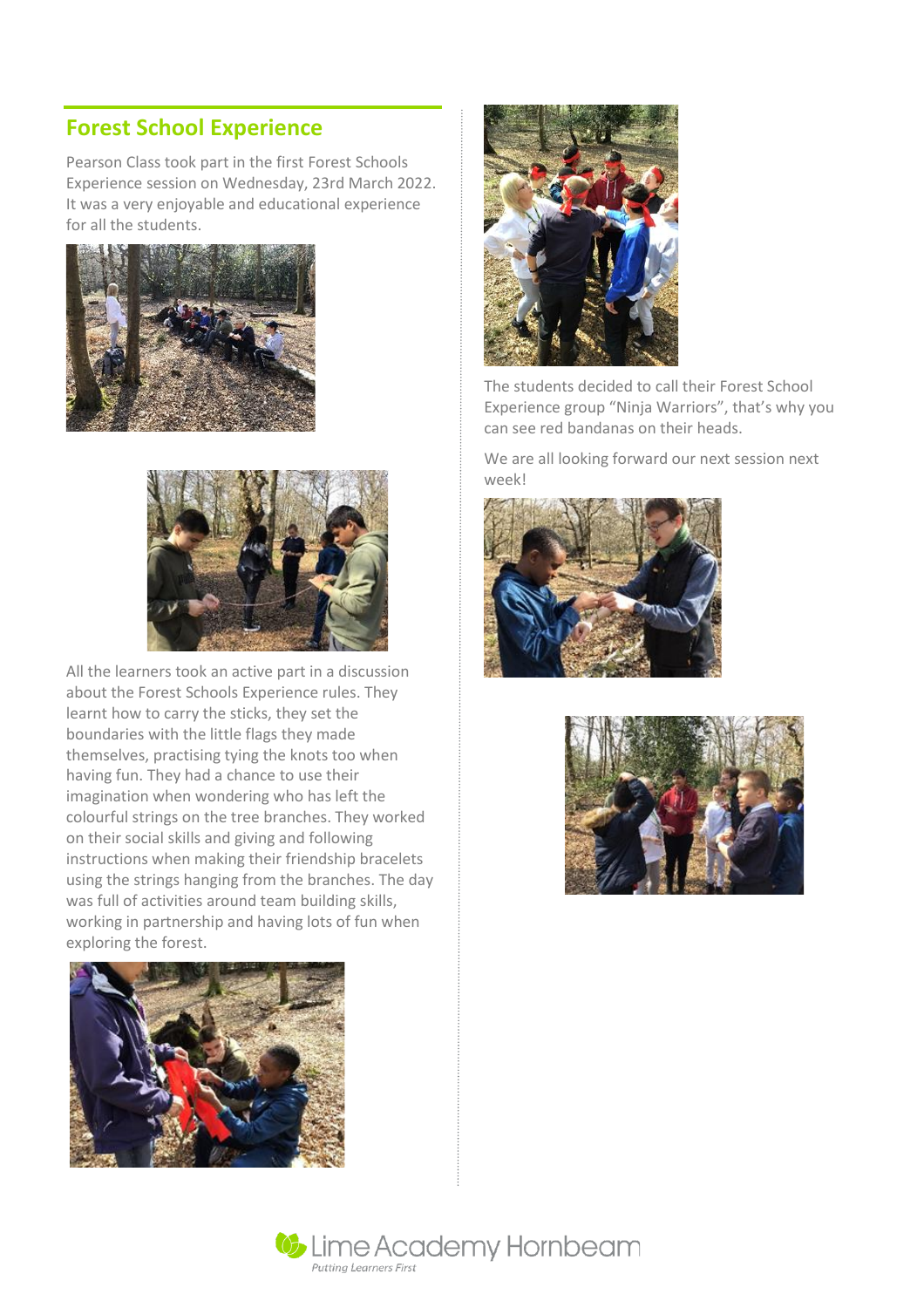## Forest School Experience

Pearson Class took part in the first Forest Schools Experience session on Wednesday, 23rd March 2022. It was a very enjoyable and educational experience for all the students.

All the learners took an active part in a discussion about the Forest Schools Experience rules. They learnt how to carry the sticks, they set the boundaries with the little flags they made themselves, practising tying the knots too when having fun. They had a chance to use their imagination when wondering who has left the colourful strings on the tree branches. They worked on their social skills and giving and following instructions when making their friendship bracelets using the strings hanging from the branches. The day was full of activities around team building skills, working in partnership and having lots of fun when exploring the forest.

The students decided to call their Forest School Experience group "Ninja Warriors", that's why you can see red bandanas on their heads.

We are all looking forward our next session next week!